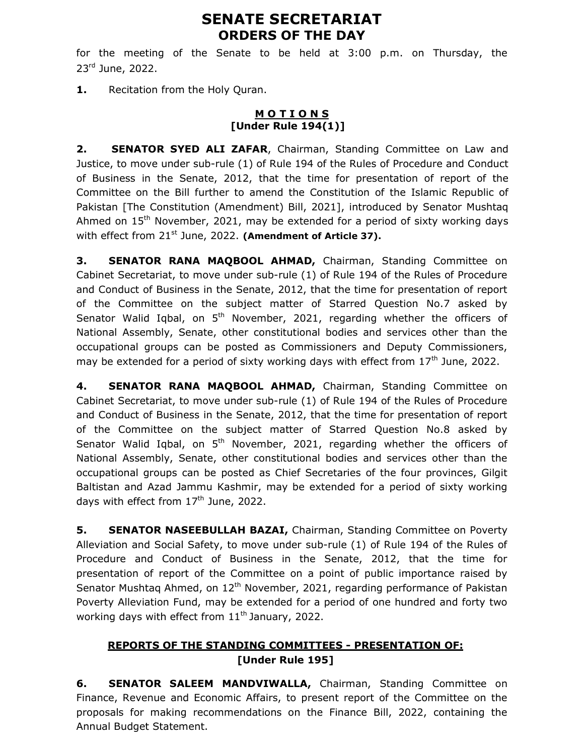# SENATE SECRETARIAT
## ORDERS OF THE DAY

for the meeting of the Senate to be held at 3:00 p.m. on Thursday, the 23rd June, 2022.

**1.** Recitation from the Holy Quran.

### MOTIONS
### [Under Rule 194(1)]

**2. SENATOR SYED ALI ZAFAR**, Chairman, Standing Committee on Law and Justice, to move under sub-rule (1) of Rule 194 of the Rules of Procedure and Conduct of Business in the Senate, 2012, that the time for presentation of report of the Committee on the Bill further to amend the Constitution of the Islamic Republic of Pakistan [The Constitution (Amendment) Bill, 2021], introduced by Senator Mushtaq Ahmed on 15th November, 2021, may be extended for a period of sixty working days with effect from 21st June, 2022. **(Amendment of Article 37).**

**3. SENATOR RANA MAQBOOL AHMAD,** Chairman, Standing Committee on Cabinet Secretariat, to move under sub-rule (1) of Rule 194 of the Rules of Procedure and Conduct of Business in the Senate, 2012, that the time for presentation of report of the Committee on the subject matter of Starred Question No.7 asked by Senator Walid Iqbal, on 5th November, 2021, regarding whether the officers of National Assembly, Senate, other constitutional bodies and services other than the occupational groups can be posted as Commissioners and Deputy Commissioners, may be extended for a period of sixty working days with effect from 17th June, 2022.

**4. SENATOR RANA MAQBOOL AHMAD,** Chairman, Standing Committee on Cabinet Secretariat, to move under sub-rule (1) of Rule 194 of the Rules of Procedure and Conduct of Business in the Senate, 2012, that the time for presentation of report of the Committee on the subject matter of Starred Question No.8 asked by Senator Walid Iqbal, on 5th November, 2021, regarding whether the officers of National Assembly, Senate, other constitutional bodies and services other than the occupational groups can be posted as Chief Secretaries of the four provinces, Gilgit Baltistan and Azad Jammu Kashmir, may be extended for a period of sixty working days with effect from 17th June, 2022.

**5. SENATOR NASEEBULLAH BAZAI,** Chairman, Standing Committee on Poverty Alleviation and Social Safety, to move under sub-rule (1) of Rule 194 of the Rules of Procedure and Conduct of Business in the Senate, 2012, that the time for presentation of report of the Committee on a point of public importance raised by Senator Mushtaq Ahmed, on 12th November, 2021, regarding performance of Pakistan Poverty Alleviation Fund, may be extended for a period of one hundred and forty two working days with effect from 11th January, 2022.

### REPORTS OF THE STANDING COMMITTEES - PRESENTATION OF:
### [Under Rule 195]

**6. SENATOR SALEEM MANDVIWALLA,** Chairman, Standing Committee on Finance, Revenue and Economic Affairs, to present report of the Committee on the proposals for making recommendations on the Finance Bill, 2022, containing the Annual Budget Statement.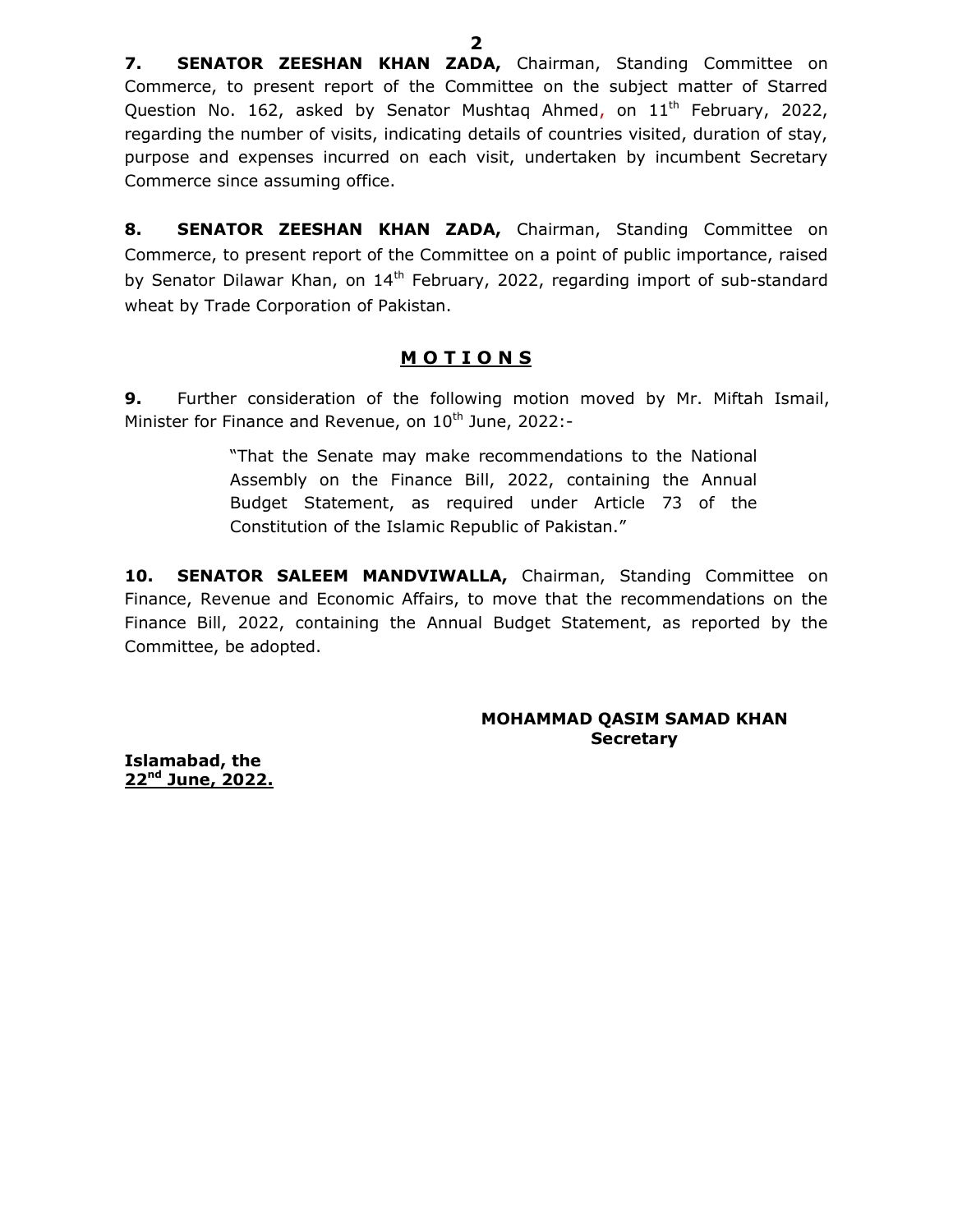**7.** **SENATOR ZEESHAN KHAN ZADA,** Chairman, Standing Committee on Commerce, to present report of the Committee on the subject matter of Starred Question No. 162, asked by Senator Mushtaq Ahmed, on 11th February, 2022, regarding the number of visits, indicating details of countries visited, duration of stay, purpose and expenses incurred on each visit, undertaken by incumbent Secretary Commerce since assuming office.

**8.** **SENATOR ZEESHAN KHAN ZADA,** Chairman, Standing Committee on Commerce, to present report of the Committee on a point of public importance, raised by Senator Dilawar Khan, on 14th February, 2022, regarding import of sub-standard wheat by Trade Corporation of Pakistan.

## M O T I O N S

**9.** Further consideration of the following motion moved by Mr. Miftah Ismail, Minister for Finance and Revenue, on 10th June, 2022:-

> "That the Senate may make recommendations to the National Assembly on the Finance Bill, 2022, containing the Annual Budget Statement, as required under Article 73 of the Constitution of the Islamic Republic of Pakistan."

**10.** **SENATOR SALEEM MANDVIWALLA,** Chairman, Standing Committee on Finance, Revenue and Economic Affairs, to move that the recommendations on the Finance Bill, 2022, containing the Annual Budget Statement, as reported by the Committee, be adopted.

**MOHAMMAD QASIM SAMAD KHAN**
**Secretary**

**Islamabad, the**
**22nd June, 2022.**